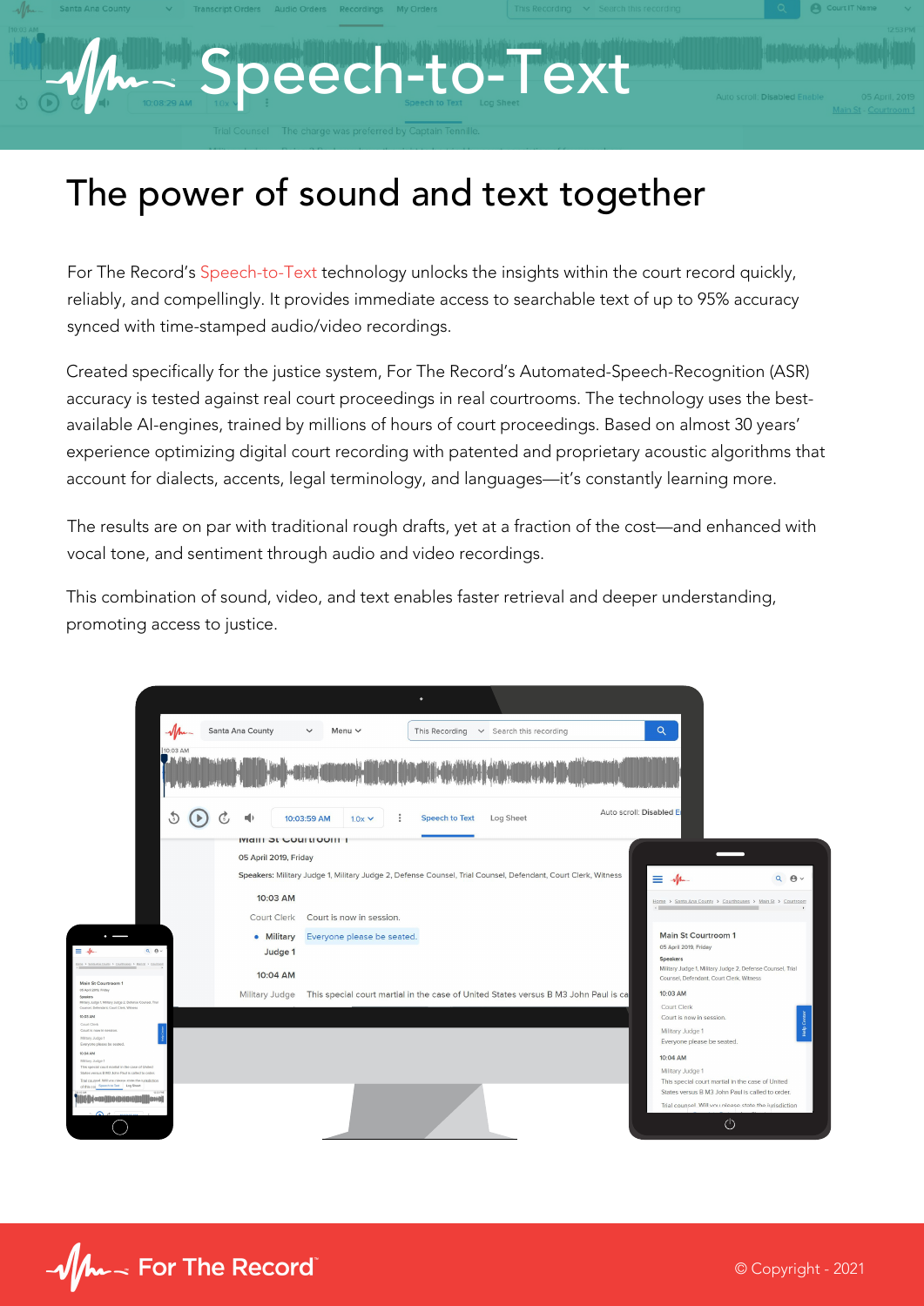# Speech-to-Text

## The power of sound and text together

For The Record's Speech-to-Text technology unlocks the insights within the court record quickly, reliably, and compellingly. It provides immediate access to searchable text of up to 95% accuracy synced with time-stamped audio/video recordings.

Created specifically for the justice system, For The Record's Automated-Speech-Recognition (ASR) accuracy is tested against real court proceedings in real courtrooms. The technology uses the best-available AI-engines, trained by millions of hours of court proceedings. Based on almost 30 years' experience optimizing digital court recording with patented and proprietary acoustic algorithms that account for dialects, accents, legal terminology, and languages—it's constantly learning more.

The results are on par with traditional rough drafts, yet at a fraction of the cost—and enhanced with vocal tone, and sentiment through audio and video recordings.

This combination of sound, video, and text enables faster retrieval and deeper understanding, promoting access to justice.

For The Record™

© Copyright - 2021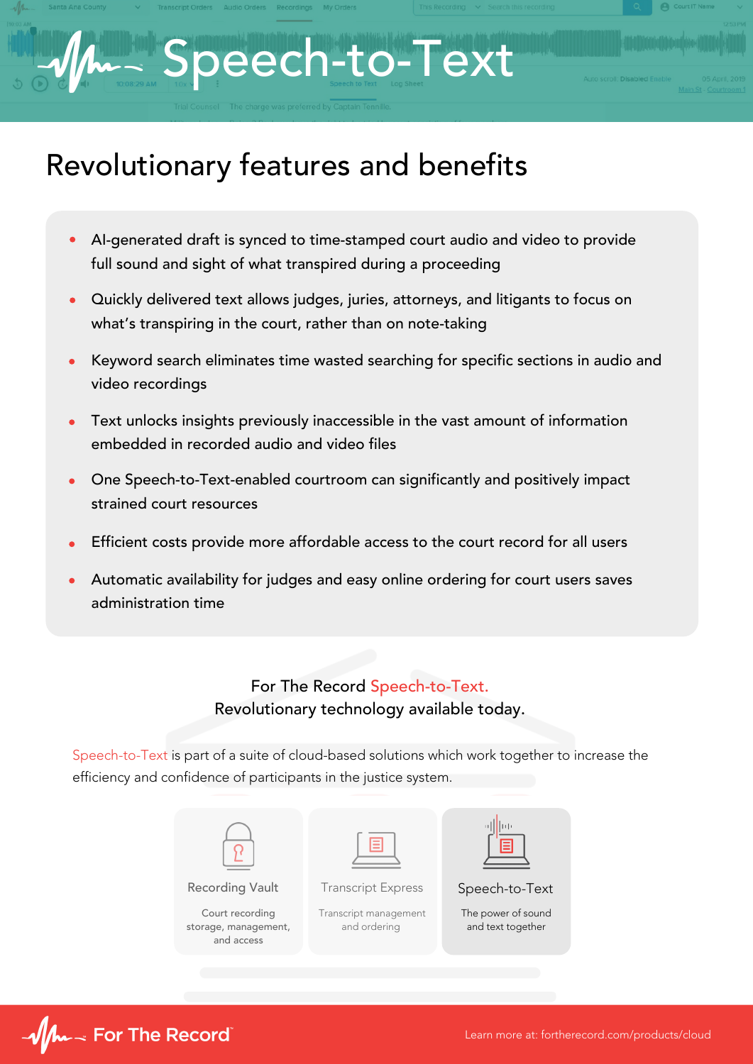# Speech-to-Text

## Revolutionary features and benefits

- AI-generated draft is synced to time-stamped court audio and video to provide full sound and sight of what transpired during a proceeding
- Quickly delivered text allows judges, juries, attorneys, and litigants to focus on what's transpiring in the court, rather than on note-taking
- Keyword search eliminates time wasted searching for specific sections in audio and video recordings
- Text unlocks insights previously inaccessible in the vast amount of information embedded in recorded audio and video files
- One Speech-to-Text-enabled courtroom can significantly and positively impact strained court resources
- Efficient costs provide more affordable access to the court record for all users
- Automatic availability for judges and easy online ordering for court users saves administration time

For The Record Speech-to-Text.
Revolutionary technology available today.

Speech-to-Text is part of a suite of cloud-based solutions which work together to increase the efficiency and confidence of participants in the justice system.

**Recording Vault**
Court recording storage, management, and access

**Transcript Express**
Transcript management and ordering

**Speech-to-Text**
The power of sound and text together

For The Record

Learn more at: fortherecord.com/products/cloud